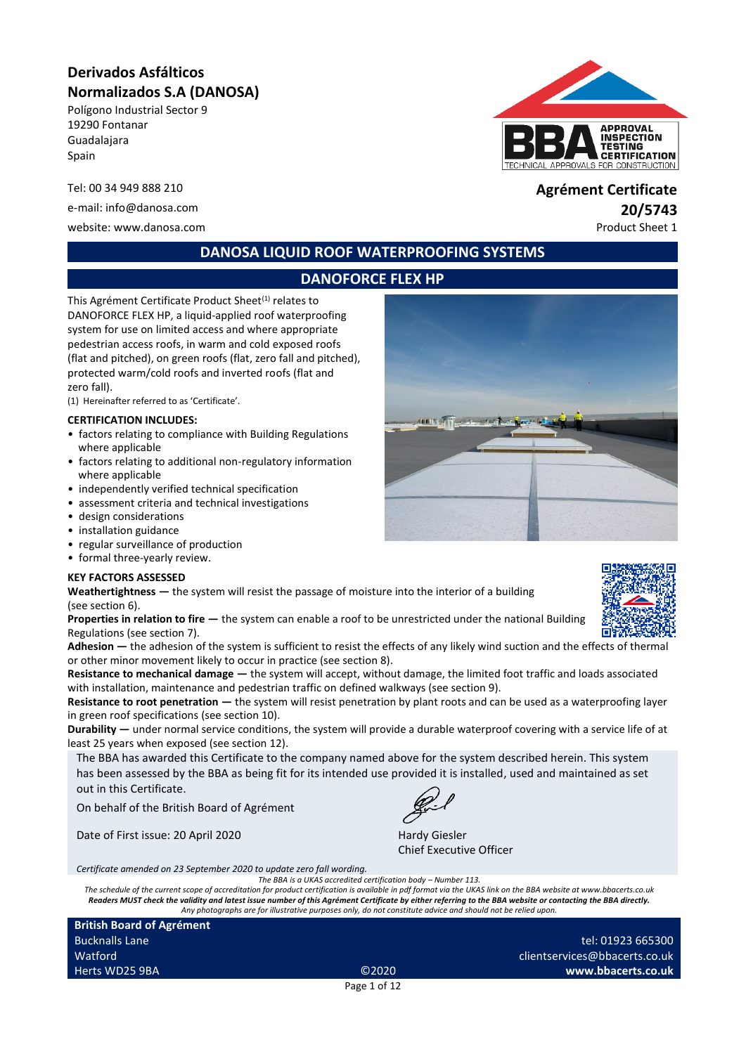**Derivados Asfálticos Normalizados S.A (DANOSA)**

Polígono Industrial Sector 9
19290 Fontanar
Guadalajara
Spain

Tel: 00 34 949 888 210
e-mail: info@danosa.com
website: www.danosa.com

**Agrément Certificate**
**20/5743**
Product Sheet 1

# DANOSA LIQUID ROOF WATERPROOFING SYSTEMS

## DANOFORCE FLEX HP

This Agrément Certificate Product Sheet[1] relates to DANOFORCE FLEX HP, a liquid-applied roof waterproofing system for use on limited access and where appropriate pedestrian access roofs, in warm and cold exposed roofs (flat and pitched), on green roofs (flat, zero fall and pitched), protected warm/cold roofs and inverted roofs (flat and zero fall).

(1) Hereinafter referred to as 'Certificate'.

**CERTIFICATION INCLUDES:**

- factors relating to compliance with Building Regulations where applicable
- factors relating to additional non-regulatory information where applicable
- independently verified technical specification
- assessment criteria and technical investigations
- design considerations
- installation guidance
- regular surveillance of production
- formal three-yearly review.

**KEY FACTORS ASSESSED**

**Weathertightness —** the system will resist the passage of moisture into the interior of a building (see section 6).

**Properties in relation to fire —** the system can enable a roof to be unrestricted under the national Building Regulations (see section 7).

**Adhesion —** the adhesion of the system is sufficient to resist the effects of any likely wind suction and the effects of thermal or other minor movement likely to occur in practice (see section 8).

**Resistance to mechanical damage —** the system will accept, without damage, the limited foot traffic and loads associated with installation, maintenance and pedestrian traffic on defined walkways (see section 9).

**Resistance to root penetration —** the system will resist penetration by plant roots and can be used as a waterproofing layer in green roof specifications (see section 10).

**Durability —** under normal service conditions, the system will provide a durable waterproof covering with a service life of at least 25 years when exposed (see section 12).

The BBA has awarded this Certificate to the company named above for the system described herein. This system has been assessed by the BBA as being fit for its intended use provided it is installed, used and maintained as set out in this Certificate.

On behalf of the British Board of Agrément

Date of First issue: 20 April 2020

Hardy Giesler
Chief Executive Officer

*Certificate amended on 23 September 2020 to update zero fall wording.*

*The BBA is a UKAS accredited certification body – Number 113.*
*The schedule of the current scope of accreditation for product certification is available in pdf format via the UKAS link on the BBA website at www.bbacerts.co.uk*
***Readers MUST check the validity and latest issue number of this Agrément Certificate by either referring to the BBA website or contacting the BBA directly.***
*Any photographs are for illustrative purposes only, do not constitute advice and should not be relied upon.*

**British Board of Agrément**
Bucknalls Lane
Watford
Herts WD25 9BA

©2020

tel: 01923 665300
clientservices@bbacerts.co.uk
**www.bbacerts.co.uk**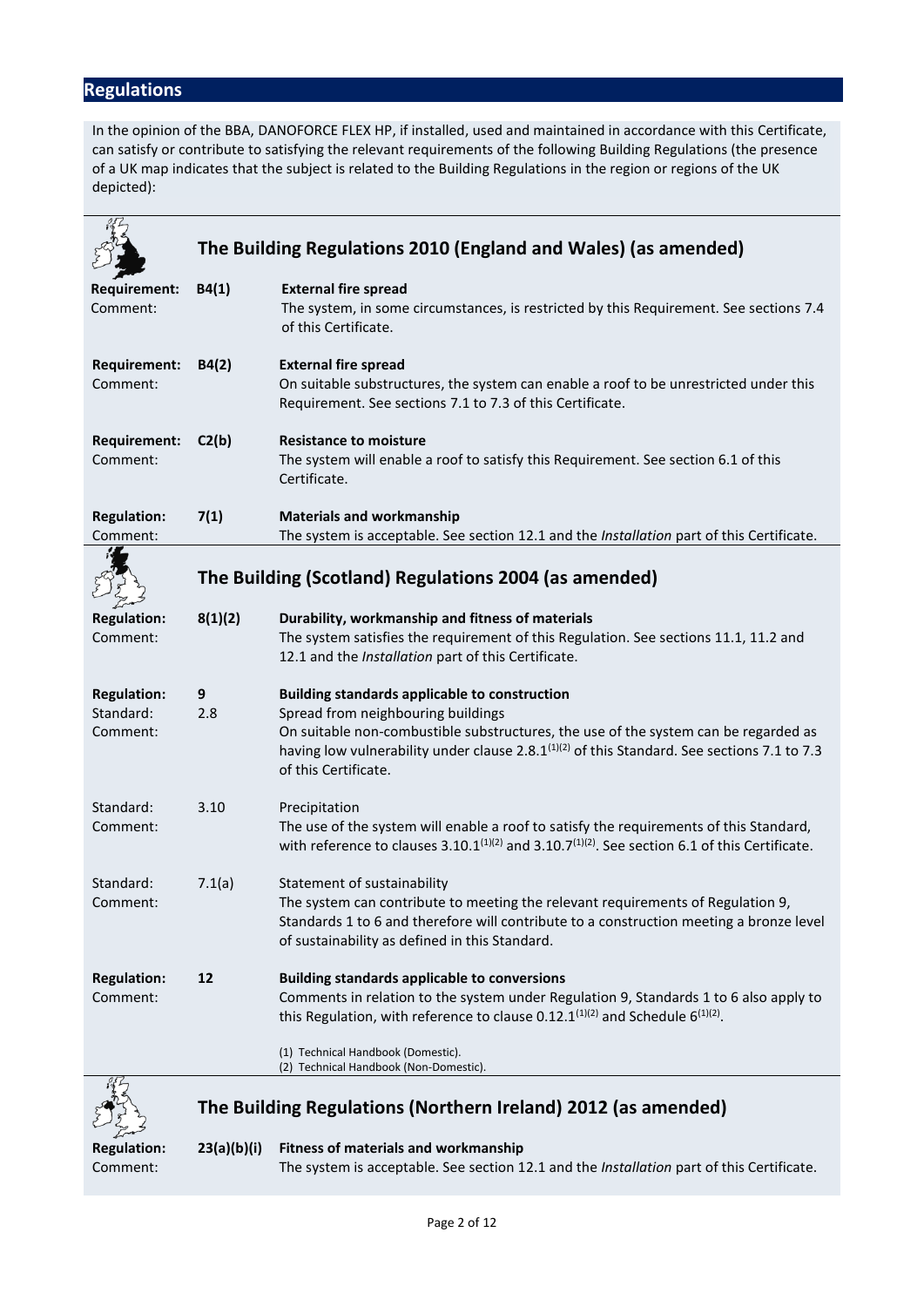## Regulations

In the opinion of the BBA, DANOFORCE FLEX HP, if installed, used and maintained in accordance with this Certificate, can satisfy or contribute to satisfying the relevant requirements of the following Building Regulations (the presence of a UK map indicates that the subject is related to the Building Regulations in the region or regions of the UK depicted):

### The Building Regulations 2010 (England and Wales) (as amended)

**Requirement:** **B4(1)** **External fire spread**
Comment: The system, in some circumstances, is restricted by this Requirement. See sections 7.4 of this Certificate.

**Requirement:** **B4(2)** **External fire spread**
Comment: On suitable substructures, the system can enable a roof to be unrestricted under this Requirement. See sections 7.1 to 7.3 of this Certificate.

**Requirement:** **C2(b)** **Resistance to moisture**
Comment: The system will enable a roof to satisfy this Requirement. See section 6.1 of this Certificate.

**Regulation:** **7(1)** **Materials and workmanship**
Comment: The system is acceptable. See section 12.1 and the *Installation* part of this Certificate.

### The Building (Scotland) Regulations 2004 (as amended)

**Regulation:** **8(1)(2)** **Durability, workmanship and fitness of materials**
Comment: The system satisfies the requirement of this Regulation. See sections 11.1, 11.2 and 12.1 and the *Installation* part of this Certificate.

**Regulation:** **9** **Building standards applicable to construction**
Standard: 2.8 Spread from neighbouring buildings
Comment: On suitable non-combustible substructures, the use of the system can be regarded as having low vulnerability under clause 2.8.1[(1)(2)] of this Standard. See sections 7.1 to 7.3 of this Certificate.

Standard: 3.10 Precipitation
Comment: The use of the system will enable a roof to satisfy the requirements of this Standard, with reference to clauses 3.10.1[(1)(2)] and 3.10.7[(1)(2)]. See section 6.1 of this Certificate.

Standard: 7.1(a) Statement of sustainability
Comment: The system can contribute to meeting the relevant requirements of Regulation 9, Standards 1 to 6 and therefore will contribute to a construction meeting a bronze level of sustainability as defined in this Standard.

**Regulation:** **12** **Building standards applicable to conversions**
Comment: Comments in relation to the system under Regulation 9, Standards 1 to 6 also apply to this Regulation, with reference to clause 0.12.1[(1)(2)] and Schedule 6[(1)(2)].

(1) Technical Handbook (Domestic).
(2) Technical Handbook (Non-Domestic).

### The Building Regulations (Northern Ireland) 2012 (as amended)

**Regulation:** **23(a)(b)(i)** **Fitness of materials and workmanship**
Comment: The system is acceptable. See section 12.1 and the *Installation* part of this Certificate.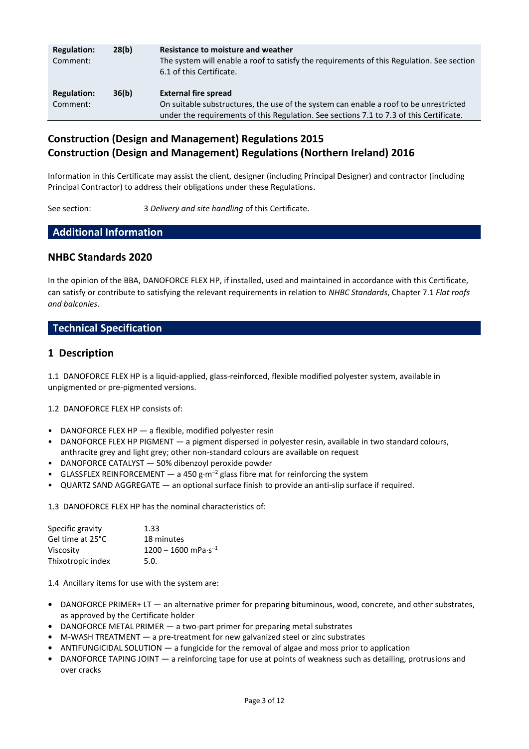| | | |
|---|---|---|
| **Regulation:** | **28(b)** | **Resistance to moisture and weather** |
| Comment: | | The system will enable a roof to satisfy the requirements of this Regulation. See section 6.1 of this Certificate. |
| **Regulation:** | **36(b)** | **External fire spread** |
| Comment: | | On suitable substructures, the use of the system can enable a roof to be unrestricted under the requirements of this Regulation. See sections 7.1 to 7.3 of this Certificate. |

## Construction (Design and Management) Regulations 2015
## Construction (Design and Management) Regulations (Northern Ireland) 2016

Information in this Certificate may assist the client, designer (including Principal Designer) and contractor (including Principal Contractor) to address their obligations under these Regulations.

See section: 3 *Delivery and site handling* of this Certificate.

# Additional Information

## NHBC Standards 2020

In the opinion of the BBA, DANOFORCE FLEX HP, if installed, used and maintained in accordance with this Certificate, can satisfy or contribute to satisfying the relevant requirements in relation to *NHBC Standards*, Chapter 7.1 *Flat roofs and balconies*.

# Technical Specification

## 1 Description

1.1 DANOFORCE FLEX HP is a liquid-applied, glass-reinforced, flexible modified polyester system, available in unpigmented or pre-pigmented versions.

1.2 DANOFORCE FLEX HP consists of:

- DANOFORCE FLEX HP — a flexible, modified polyester resin
- DANOFORCE FLEX HP PIGMENT — a pigment dispersed in polyester resin, available in two standard colours, anthracite grey and light grey; other non-standard colours are available on request
- DANOFORCE CATALYST — 50% dibenzoyl peroxide powder
- GLASSFLEX REINFORCEMENT — a 450 $g{\cdot}m^{-2}$ glass fibre mat for reinforcing the system
- QUARTZ SAND AGGREGATE — an optional surface finish to provide an anti-slip surface if required.

1.3 DANOFORCE FLEX HP has the nominal characteristics of:

| | |
|---|---|
| Specific gravity | 1.33 |
| Gel time at 25°C | 18 minutes |
| Viscosity | 1200 – 1600 $mPa{\cdot}s^{-1}$ |
| Thixotropic index | 5.0. |

1.4 Ancillary items for use with the system are:

- DANOFORCE PRIMER+ LT — an alternative primer for preparing bituminous, wood, concrete, and other substrates, as approved by the Certificate holder
- DANOFORCE METAL PRIMER — a two-part primer for preparing metal substrates
- M-WASH TREATMENT — a pre-treatment for new galvanized steel or zinc substrates
- ANTIFUNGICIDAL SOLUTION — a fungicide for the removal of algae and moss prior to application
- DANOFORCE TAPING JOINT — a reinforcing tape for use at points of weakness such as detailing, protrusions and over cracks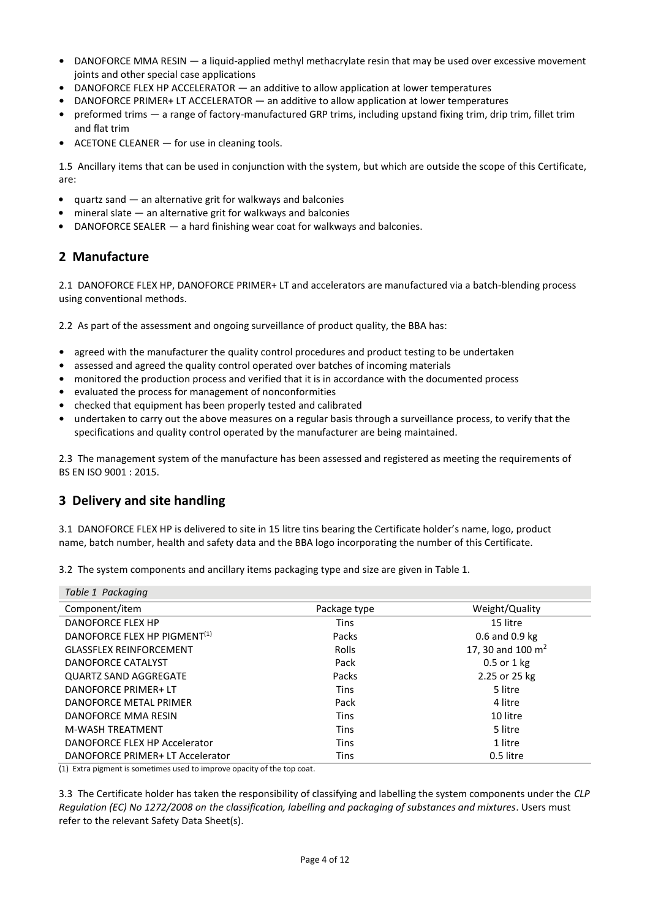- DANOFORCE MMA RESIN — a liquid-applied methyl methacrylate resin that may be used over excessive movement joints and other special case applications
- DANOFORCE FLEX HP ACCELERATOR — an additive to allow application at lower temperatures
- DANOFORCE PRIMER+ LT ACCELERATOR — an additive to allow application at lower temperatures
- preformed trims — a range of factory-manufactured GRP trims, including upstand fixing trim, drip trim, fillet trim and flat trim
- ACETONE CLEANER — for use in cleaning tools.

1.5 Ancillary items that can be used in conjunction with the system, but which are outside the scope of this Certificate, are:

- quartz sand — an alternative grit for walkways and balconies
- mineral slate — an alternative grit for walkways and balconies
- DANOFORCE SEALER — a hard finishing wear coat for walkways and balconies.

## 2 Manufacture

2.1 DANOFORCE FLEX HP, DANOFORCE PRIMER+ LT and accelerators are manufactured via a batch-blending process using conventional methods.

2.2 As part of the assessment and ongoing surveillance of product quality, the BBA has:

- agreed with the manufacturer the quality control procedures and product testing to be undertaken
- assessed and agreed the quality control operated over batches of incoming materials
- monitored the production process and verified that it is in accordance with the documented process
- evaluated the process for management of nonconformities
- checked that equipment has been properly tested and calibrated
- undertaken to carry out the above measures on a regular basis through a surveillance process, to verify that the specifications and quality control operated by the manufacturer are being maintained.

2.3 The management system of the manufacture has been assessed and registered as meeting the requirements of BS EN ISO 9001 : 2015.

## 3 Delivery and site handling

3.1 DANOFORCE FLEX HP is delivered to site in 15 litre tins bearing the Certificate holder's name, logo, product name, batch number, health and safety data and the BBA logo incorporating the number of this Certificate.

3.2 The system components and ancillary items packaging type and size are given in Table 1.

*Table 1 Packaging*

| Component/item | Package type | Weight/Quality |
|---|---|---|
| DANOFORCE FLEX HP | Tins | 15 litre |
| DANOFORCE FLEX HP PIGMENT[(1)] | Packs | 0.6 and 0.9 kg |
| GLASSFLEX REINFORCEMENT | Rolls | 17, 30 and 100 $m^2$ |
| DANOFORCE CATALYST | Pack | 0.5 or 1 kg |
| QUARTZ SAND AGGREGATE | Packs | 2.25 or 25 kg |
| DANOFORCE PRIMER+ LT | Tins | 5 litre |
| DANOFORCE METAL PRIMER | Pack | 4 litre |
| DANOFORCE MMA RESIN | Tins | 10 litre |
| M-WASH TREATMENT | Tins | 5 litre |
| DANOFORCE FLEX HP Accelerator | Tins | 1 litre |
| DANOFORCE PRIMER+ LT Accelerator | Tins | 0.5 litre |

(1) Extra pigment is sometimes used to improve opacity of the top coat.

3.3 The Certificate holder has taken the responsibility of classifying and labelling the system components under the *CLP Regulation (EC) No 1272/2008 on the classification, labelling and packaging of substances and mixtures*. Users must refer to the relevant Safety Data Sheet(s).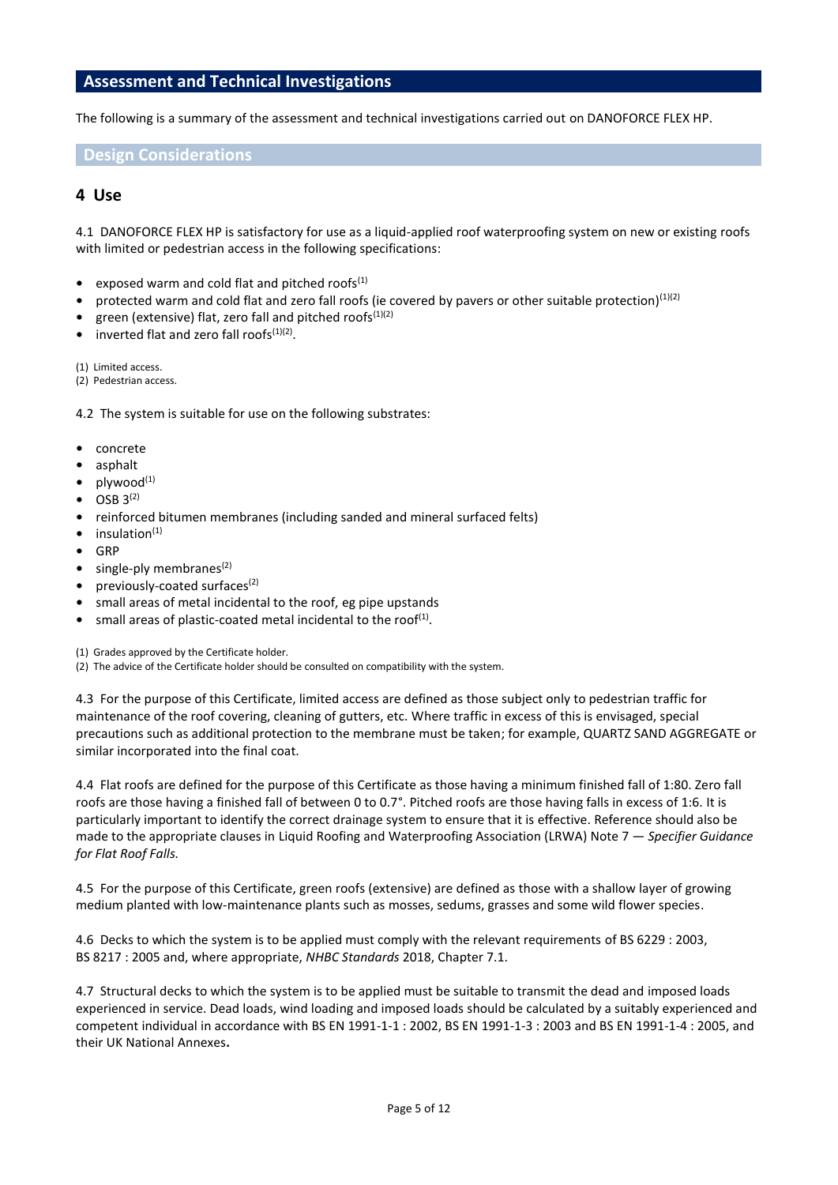## Assessment and Technical Investigations

The following is a summary of the assessment and technical investigations carried out on DANOFORCE FLEX HP.

### Design Considerations

## 4 Use

4.1 DANOFORCE FLEX HP is satisfactory for use as a liquid-applied roof waterproofing system on new or existing roofs with limited or pedestrian access in the following specifications:

- exposed warm and cold flat and pitched roofs[1]
- protected warm and cold flat and zero fall roofs (ie covered by pavers or other suitable protection)[1][2]
- green (extensive) flat, zero fall and pitched roofs[1][2]
- inverted flat and zero fall roofs[1][2].

(1) Limited access.
(2) Pedestrian access.

4.2 The system is suitable for use on the following substrates:

- concrete
- asphalt
- plywood[1]
- OSB 3[2]
- reinforced bitumen membranes (including sanded and mineral surfaced felts)
- insulation[1]
- GRP
- single-ply membranes[2]
- previously-coated surfaces[2]
- small areas of metal incidental to the roof, eg pipe upstands
- small areas of plastic-coated metal incidental to the roof[1].

(1) Grades approved by the Certificate holder.
(2) The advice of the Certificate holder should be consulted on compatibility with the system.

4.3 For the purpose of this Certificate, limited access are defined as those subject only to pedestrian traffic for maintenance of the roof covering, cleaning of gutters, etc. Where traffic in excess of this is envisaged, special precautions such as additional protection to the membrane must be taken; for example, QUARTZ SAND AGGREGATE or similar incorporated into the final coat.

4.4 Flat roofs are defined for the purpose of this Certificate as those having a minimum finished fall of 1:80. Zero fall roofs are those having a finished fall of between 0 to 0.7°. Pitched roofs are those having falls in excess of 1:6. It is particularly important to identify the correct drainage system to ensure that it is effective. Reference should also be made to the appropriate clauses in Liquid Roofing and Waterproofing Association (LRWA) Note 7 — *Specifier Guidance for Flat Roof Falls.*

4.5 For the purpose of this Certificate, green roofs (extensive) are defined as those with a shallow layer of growing medium planted with low-maintenance plants such as mosses, sedums, grasses and some wild flower species.

4.6 Decks to which the system is to be applied must comply with the relevant requirements of BS 6229 : 2003, BS 8217 : 2005 and, where appropriate, *NHBC Standards* 2018, Chapter 7.1.

4.7 Structural decks to which the system is to be applied must be suitable to transmit the dead and imposed loads experienced in service. Dead loads, wind loading and imposed loads should be calculated by a suitably experienced and competent individual in accordance with BS EN 1991-1-1 : 2002, BS EN 1991-1-3 : 2003 and BS EN 1991-1-4 : 2005, and their UK National Annexes**.**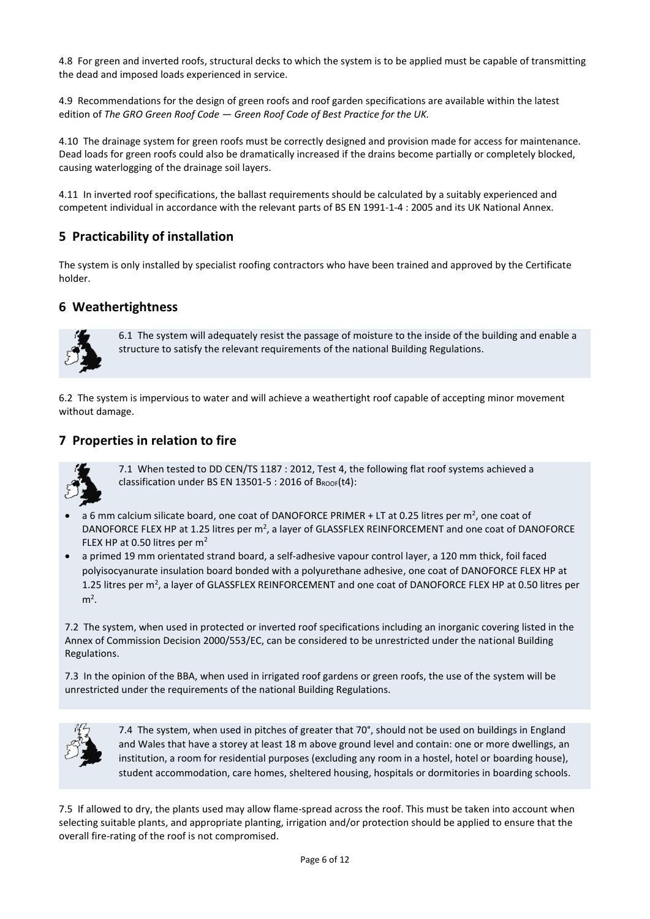4.8 For green and inverted roofs, structural decks to which the system is to be applied must be capable of transmitting the dead and imposed loads experienced in service.

4.9 Recommendations for the design of green roofs and roof garden specifications are available within the latest edition of *The GRO Green Roof Code — Green Roof Code of Best Practice for the UK.*

4.10 The drainage system for green roofs must be correctly designed and provision made for access for maintenance. Dead loads for green roofs could also be dramatically increased if the drains become partially or completely blocked, causing waterlogging of the drainage soil layers.

4.11 In inverted roof specifications, the ballast requirements should be calculated by a suitably experienced and competent individual in accordance with the relevant parts of BS EN 1991-1-4 : 2005 and its UK National Annex.

## 5 Practicability of installation

The system is only installed by specialist roofing contractors who have been trained and approved by the Certificate holder.

## 6 Weathertightness

6.1 The system will adequately resist the passage of moisture to the inside of the building and enable a structure to satisfy the relevant requirements of the national Building Regulations.

6.2 The system is impervious to water and will achieve a weathertight roof capable of accepting minor movement without damage.

## 7 Properties in relation to fire

7.1 When tested to DD CEN/TS 1187 : 2012, Test 4, the following flat roof systems achieved a classification under BS EN 13501-5 : 2016 of $B_{ROOF}$(t4):

- a 6 mm calcium silicate board, one coat of DANOFORCE PRIMER + LT at 0.25 litres per $m^2$, one coat of DANOFORCE FLEX HP at 1.25 litres per $m^2$, a layer of GLASSFLEX REINFORCEMENT and one coat of DANOFORCE FLEX HP at 0.50 litres per $m^2$
- a primed 19 mm orientated strand board, a self-adhesive vapour control layer, a 120 mm thick, foil faced polyisocyanurate insulation board bonded with a polyurethane adhesive, one coat of DANOFORCE FLEX HP at 1.25 litres per $m^2$, a layer of GLASSFLEX REINFORCEMENT and one coat of DANOFORCE FLEX HP at 0.50 litres per $m^2$.

7.2 The system, when used in protected or inverted roof specifications including an inorganic covering listed in the Annex of Commission Decision 2000/553/EC, can be considered to be unrestricted under the national Building Regulations.

7.3 In the opinion of the BBA, when used in irrigated roof gardens or green roofs, the use of the system will be unrestricted under the requirements of the national Building Regulations.

7.4 The system, when used in pitches of greater that 70°, should not be used on buildings in England and Wales that have a storey at least 18 m above ground level and contain: one or more dwellings, an institution, a room for residential purposes (excluding any room in a hostel, hotel or boarding house), student accommodation, care homes, sheltered housing, hospitals or dormitories in boarding schools.

7.5 If allowed to dry, the plants used may allow flame-spread across the roof. This must be taken into account when selecting suitable plants, and appropriate planting, irrigation and/or protection should be applied to ensure that the overall fire-rating of the roof is not compromised.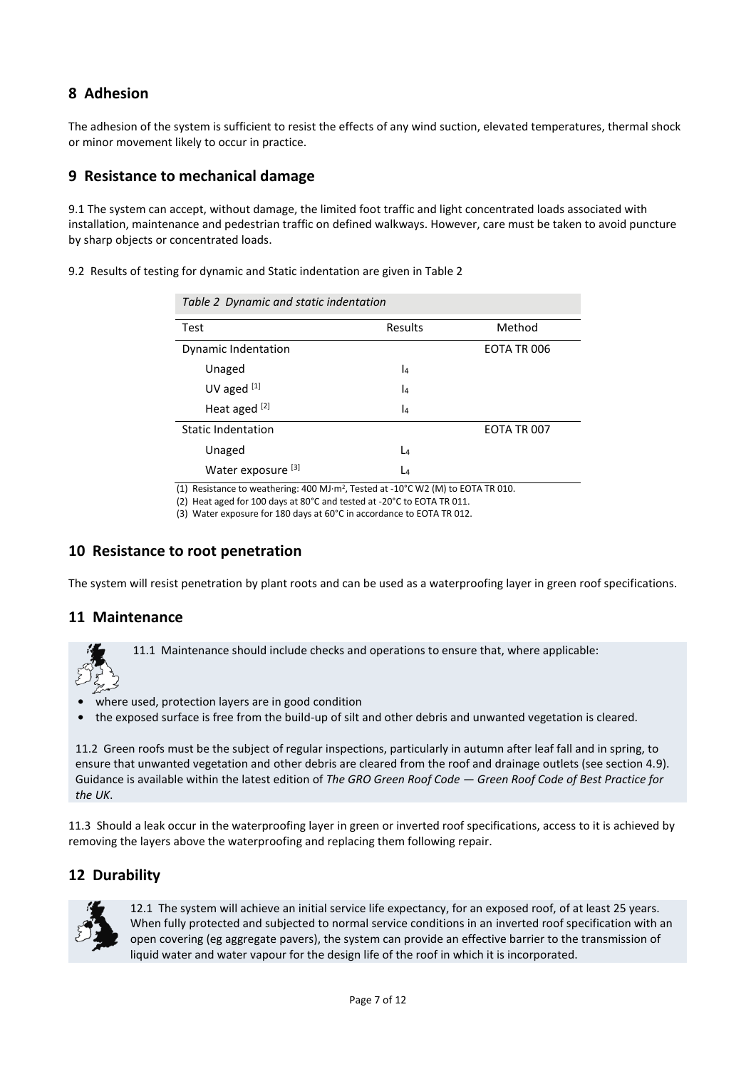## 8 Adhesion

The adhesion of the system is sufficient to resist the effects of any wind suction, elevated temperatures, thermal shock or minor movement likely to occur in practice.

## 9 Resistance to mechanical damage

9.1 The system can accept, without damage, the limited foot traffic and light concentrated loads associated with installation, maintenance and pedestrian traffic on defined walkways. However, care must be taken to avoid puncture by sharp objects or concentrated loads.

9.2 Results of testing for dynamic and Static indentation are given in Table 2

*Table 2 Dynamic and static indentation*

| Test | Results | Method |
|---|---|---|
| Dynamic Indentation | | EOTA TR 006 |
| Unaged | $I_4$ | |
| UV aged [1] | $I_4$ | |
| Heat aged [2] | $I_4$ | |
| Static Indentation | | EOTA TR 007 |
| Unaged | $L_4$ | |
| Water exposure [3] | $L_4$ | |

(1) Resistance to weathering: 400 MJ·m², Tested at -10°C W2 (M) to EOTA TR 010.

(2) Heat aged for 100 days at 80°C and tested at -20°C to EOTA TR 011.

(3) Water exposure for 180 days at 60°C in accordance to EOTA TR 012.

## 10 Resistance to root penetration

The system will resist penetration by plant roots and can be used as a waterproofing layer in green roof specifications.

## 11 Maintenance

11.1 Maintenance should include checks and operations to ensure that, where applicable:

- where used, protection layers are in good condition
- the exposed surface is free from the build-up of silt and other debris and unwanted vegetation is cleared.

11.2 Green roofs must be the subject of regular inspections, particularly in autumn after leaf fall and in spring, to ensure that unwanted vegetation and other debris are cleared from the roof and drainage outlets (see section 4.9). Guidance is available within the latest edition of *The GRO Green Roof Code — Green Roof Code of Best Practice for the UK*.

11.3 Should a leak occur in the waterproofing layer in green or inverted roof specifications, access to it is achieved by removing the layers above the waterproofing and replacing them following repair.

## 12 Durability

12.1 The system will achieve an initial service life expectancy, for an exposed roof, of at least 25 years. When fully protected and subjected to normal service conditions in an inverted roof specification with an open covering (eg aggregate pavers), the system can provide an effective barrier to the transmission of liquid water and water vapour for the design life of the roof in which it is incorporated.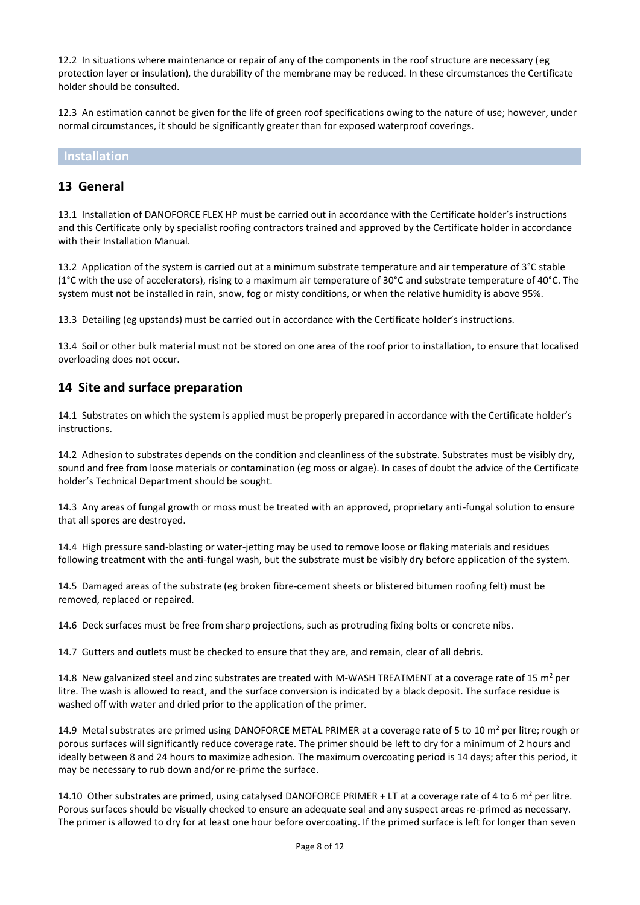12.2 In situations where maintenance or repair of any of the components in the roof structure are necessary (eg protection layer or insulation), the durability of the membrane may be reduced. In these circumstances the Certificate holder should be consulted.

12.3 An estimation cannot be given for the life of green roof specifications owing to the nature of use; however, under normal circumstances, it should be significantly greater than for exposed waterproof coverings.

## Installation

## 13 General

13.1 Installation of DANOFORCE FLEX HP must be carried out in accordance with the Certificate holder's instructions and this Certificate only by specialist roofing contractors trained and approved by the Certificate holder in accordance with their Installation Manual.

13.2 Application of the system is carried out at a minimum substrate temperature and air temperature of 3°C stable (1°C with the use of accelerators), rising to a maximum air temperature of 30°C and substrate temperature of 40°C. The system must not be installed in rain, snow, fog or misty conditions, or when the relative humidity is above 95%.

13.3 Detailing (eg upstands) must be carried out in accordance with the Certificate holder's instructions.

13.4 Soil or other bulk material must not be stored on one area of the roof prior to installation, to ensure that localised overloading does not occur.

## 14 Site and surface preparation

14.1 Substrates on which the system is applied must be properly prepared in accordance with the Certificate holder's instructions.

14.2 Adhesion to substrates depends on the condition and cleanliness of the substrate. Substrates must be visibly dry, sound and free from loose materials or contamination (eg moss or algae). In cases of doubt the advice of the Certificate holder's Technical Department should be sought.

14.3 Any areas of fungal growth or moss must be treated with an approved, proprietary anti-fungal solution to ensure that all spores are destroyed.

14.4 High pressure sand-blasting or water-jetting may be used to remove loose or flaking materials and residues following treatment with the anti-fungal wash, but the substrate must be visibly dry before application of the system.

14.5 Damaged areas of the substrate (eg broken fibre-cement sheets or blistered bitumen roofing felt) must be removed, replaced or repaired.

14.6 Deck surfaces must be free from sharp projections, such as protruding fixing bolts or concrete nibs.

14.7 Gutters and outlets must be checked to ensure that they are, and remain, clear of all debris.

14.8 New galvanized steel and zinc substrates are treated with M-WASH TREATMENT at a coverage rate of 15 $m^2$ per litre. The wash is allowed to react, and the surface conversion is indicated by a black deposit. The surface residue is washed off with water and dried prior to the application of the primer.

14.9 Metal substrates are primed using DANOFORCE METAL PRIMER at a coverage rate of 5 to 10 $m^2$ per litre; rough or porous surfaces will significantly reduce coverage rate. The primer should be left to dry for a minimum of 2 hours and ideally between 8 and 24 hours to maximize adhesion. The maximum overcoating period is 14 days; after this period, it may be necessary to rub down and/or re-prime the surface.

14.10 Other substrates are primed, using catalysed DANOFORCE PRIMER + LT at a coverage rate of 4 to 6 $m^2$ per litre. Porous surfaces should be visually checked to ensure an adequate seal and any suspect areas re-primed as necessary. The primer is allowed to dry for at least one hour before overcoating. If the primed surface is left for longer than seven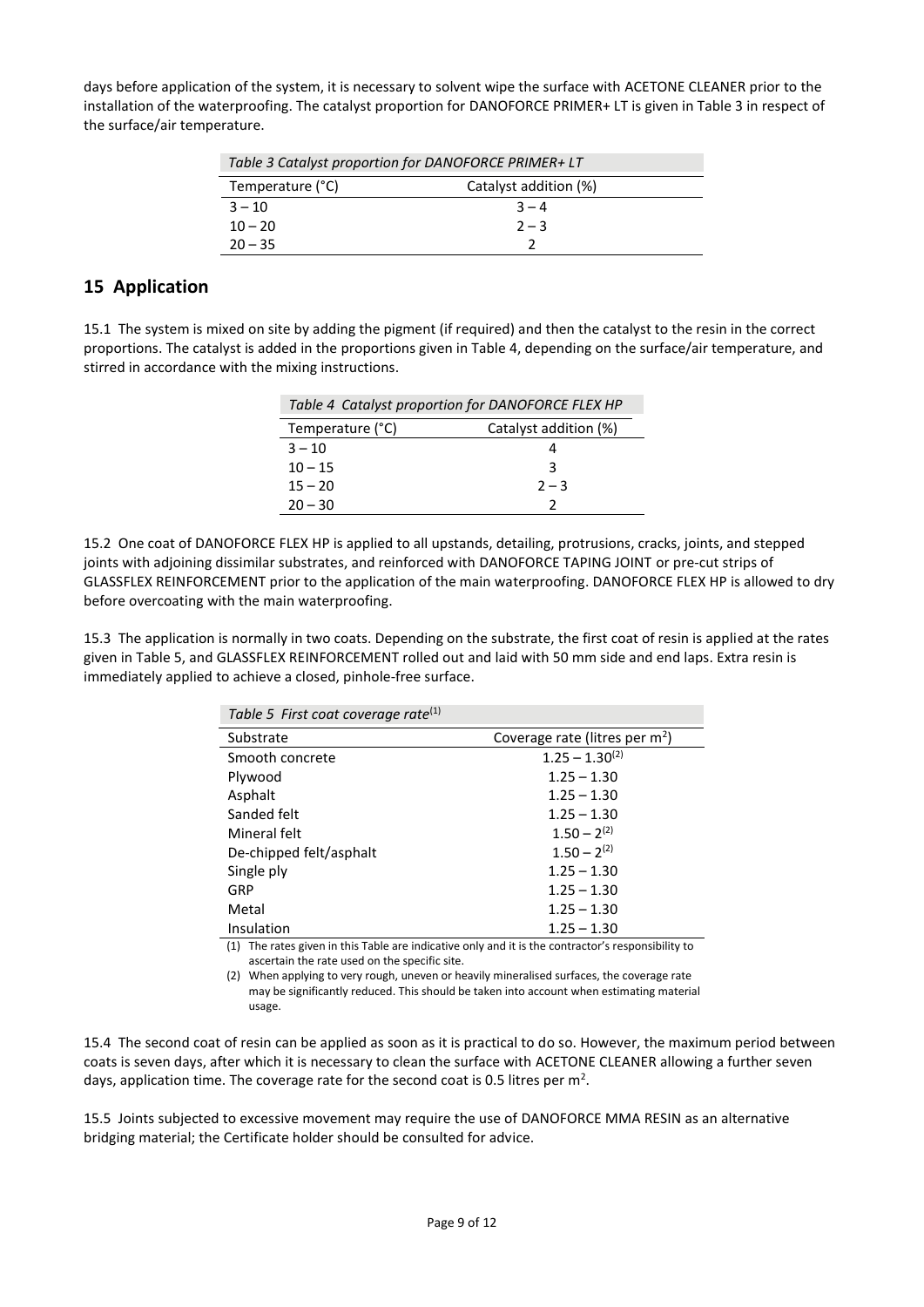days before application of the system, it is necessary to solvent wipe the surface with ACETONE CLEANER prior to the installation of the waterproofing. The catalyst proportion for DANOFORCE PRIMER+ LT is given in Table 3 in respect of the surface/air temperature.

*Table 3 Catalyst proportion for DANOFORCE PRIMER+ LT*

| Temperature (°C) | Catalyst addition (%) |
|---|---|
| 3 – 10 | 3 – 4 |
| 10 – 20 | 2 – 3 |
| 20 – 35 | 2 |

## 15 Application

15.1 The system is mixed on site by adding the pigment (if required) and then the catalyst to the resin in the correct proportions. The catalyst is added in the proportions given in Table 4, depending on the surface/air temperature, and stirred in accordance with the mixing instructions.

*Table 4 Catalyst proportion for DANOFORCE FLEX HP*

| Temperature (°C) | Catalyst addition (%) |
|---|---|
| 3 – 10 | 4 |
| 10 – 15 | 3 |
| 15 – 20 | 2 – 3 |
| 20 – 30 | 2 |

15.2 One coat of DANOFORCE FLEX HP is applied to all upstands, detailing, protrusions, cracks, joints, and stepped joints with adjoining dissimilar substrates, and reinforced with DANOFORCE TAPING JOINT or pre-cut strips of GLASSFLEX REINFORCEMENT prior to the application of the main waterproofing. DANOFORCE FLEX HP is allowed to dry before overcoating with the main waterproofing.

15.3 The application is normally in two coats. Depending on the substrate, the first coat of resin is applied at the rates given in Table 5, and GLASSFLEX REINFORCEMENT rolled out and laid with 50 mm side and end laps. Extra resin is immediately applied to achieve a closed, pinhole-free surface.

*Table 5 First coat coverage rate*(1)

| Substrate | Coverage rate (litres per m²) |
|---|---|
| Smooth concrete | 1.25 – 1.30(2) |
| Plywood | 1.25 – 1.30 |
| Asphalt | 1.25 – 1.30 |
| Sanded felt | 1.25 – 1.30 |
| Mineral felt | 1.50 – 2(2) |
| De-chipped felt/asphalt | 1.50 – 2(2) |
| Single ply | 1.25 – 1.30 |
| GRP | 1.25 – 1.30 |
| Metal | 1.25 – 1.30 |
| Insulation | 1.25 – 1.30 |

(1) The rates given in this Table are indicative only and it is the contractor's responsibility to ascertain the rate used on the specific site.

(2) When applying to very rough, uneven or heavily mineralised surfaces, the coverage rate may be significantly reduced. This should be taken into account when estimating material usage.

15.4 The second coat of resin can be applied as soon as it is practical to do so. However, the maximum period between coats is seven days, after which it is necessary to clean the surface with ACETONE CLEANER allowing a further seven days, application time. The coverage rate for the second coat is 0.5 litres per m².

15.5 Joints subjected to excessive movement may require the use of DANOFORCE MMA RESIN as an alternative bridging material; the Certificate holder should be consulted for advice.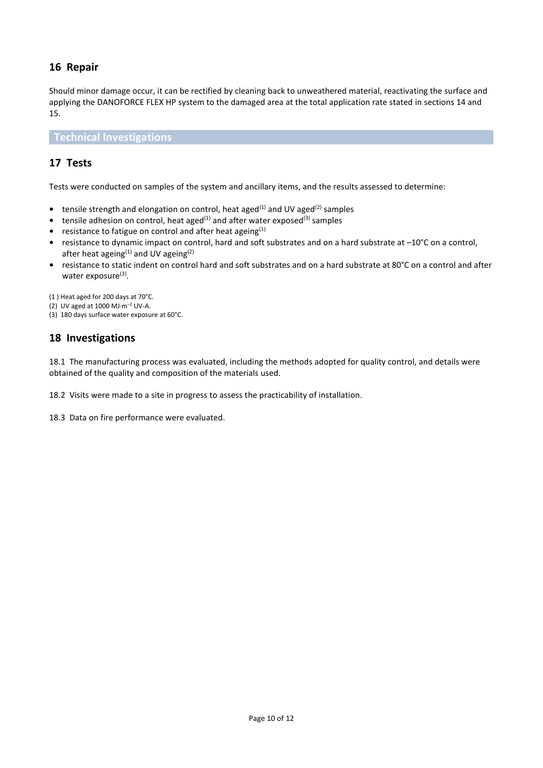## 16 Repair

Should minor damage occur, it can be rectified by cleaning back to unweathered material, reactivating the surface and applying the DANOFORCE FLEX HP system to the damaged area at the total application rate stated in sections 14 and 15.

# Technical Investigations

## 17 Tests

Tests were conducted on samples of the system and ancillary items, and the results assessed to determine:

- tensile strength and elongation on control, heat aged(1) and UV aged(2) samples
- tensile adhesion on control, heat aged(1) and after water exposed(3) samples
- resistance to fatigue on control and after heat ageing(1)
- resistance to dynamic impact on control, hard and soft substrates and on a hard substrate at –10°C on a control, after heat ageing(1) and UV ageing(2)
- resistance to static indent on control hard and soft substrates and on a hard substrate at 80°C on a control and after water exposure(3).

(1) Heat aged for 200 days at 70°C.
(2) UV aged at 1000 $MJ \cdot m^{-2}$ UV-A.
(3) 180 days surface water exposure at 60°C.

## 18 Investigations

18.1 The manufacturing process was evaluated, including the methods adopted for quality control, and details were obtained of the quality and composition of the materials used.

18.2 Visits were made to a site in progress to assess the practicability of installation.

18.3 Data on fire performance were evaluated.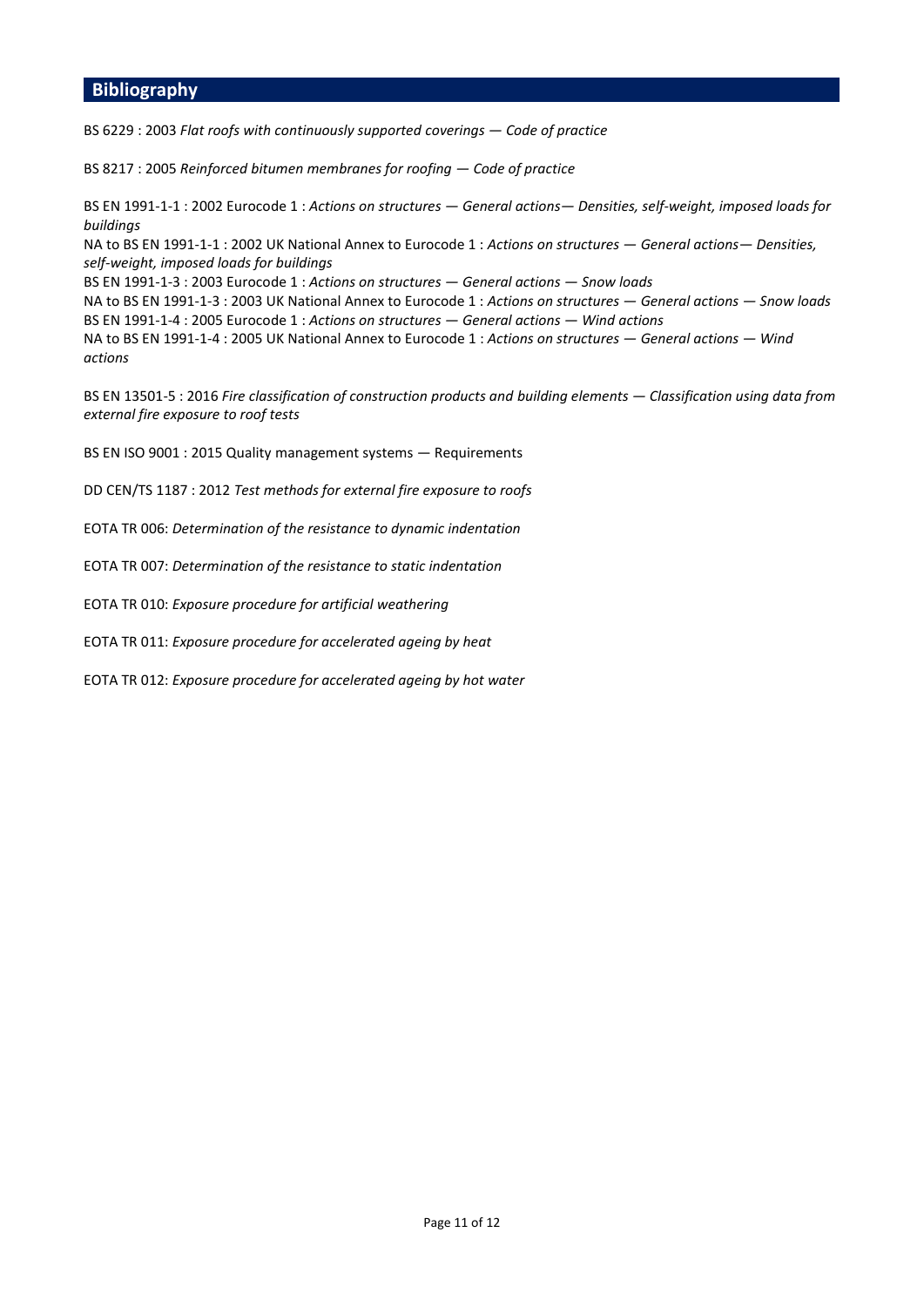## Bibliography

BS 6229 : 2003 *Flat roofs with continuously supported coverings — Code of practice*

BS 8217 : 2005 *Reinforced bitumen membranes for roofing — Code of practice*

BS EN 1991-1-1 : 2002 Eurocode 1 : *Actions on structures — General actions— Densities, self-weight, imposed loads for buildings*
NA to BS EN 1991-1-1 : 2002 UK National Annex to Eurocode 1 : *Actions on structures — General actions— Densities, self-weight, imposed loads for buildings*
BS EN 1991-1-3 : 2003 Eurocode 1 : *Actions on structures — General actions — Snow loads*
NA to BS EN 1991-1-3 : 2003 UK National Annex to Eurocode 1 : *Actions on structures — General actions — Snow loads*
BS EN 1991-1-4 : 2005 Eurocode 1 : *Actions on structures — General actions — Wind actions*
NA to BS EN 1991-1-4 : 2005 UK National Annex to Eurocode 1 : *Actions on structures — General actions — Wind actions*

BS EN 13501-5 : 2016 *Fire classification of construction products and building elements — Classification using data from external fire exposure to roof tests*

BS EN ISO 9001 : 2015 Quality management systems — Requirements

DD CEN/TS 1187 : 2012 *Test methods for external fire exposure to roofs*

EOTA TR 006: *Determination of the resistance to dynamic indentation*

EOTA TR 007: *Determination of the resistance to static indentation*

EOTA TR 010: *Exposure procedure for artificial weathering*

EOTA TR 011: *Exposure procedure for accelerated ageing by heat*

EOTA TR 012: *Exposure procedure for accelerated ageing by hot water*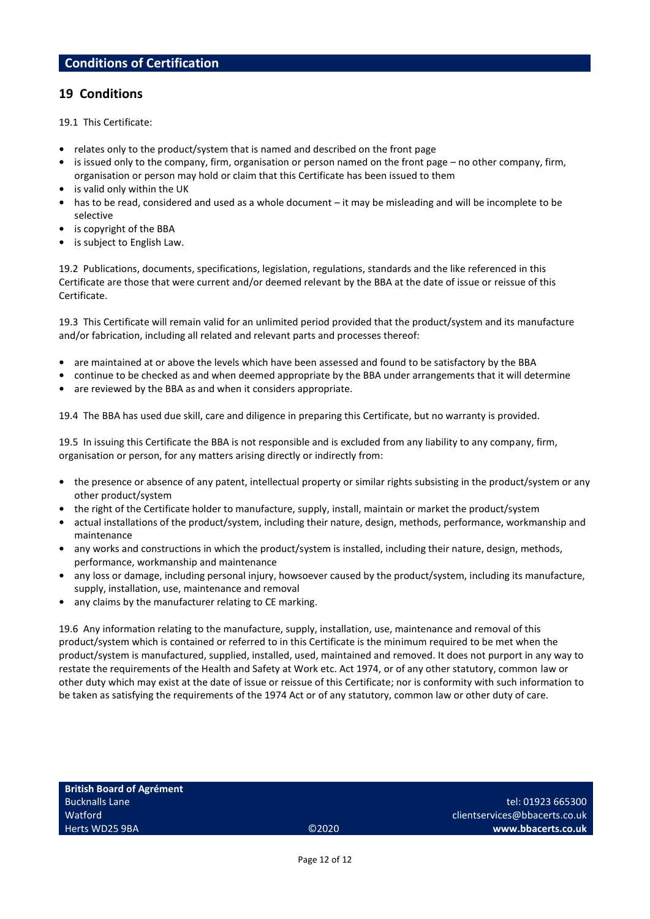## Conditions of Certification

## 19 Conditions

19.1 This Certificate:

- relates only to the product/system that is named and described on the front page
- is issued only to the company, firm, organisation or person named on the front page – no other company, firm, organisation or person may hold or claim that this Certificate has been issued to them
- is valid only within the UK
- has to be read, considered and used as a whole document – it may be misleading and will be incomplete to be selective
- is copyright of the BBA
- is subject to English Law.

19.2 Publications, documents, specifications, legislation, regulations, standards and the like referenced in this Certificate are those that were current and/or deemed relevant by the BBA at the date of issue or reissue of this Certificate.

19.3 This Certificate will remain valid for an unlimited period provided that the product/system and its manufacture and/or fabrication, including all related and relevant parts and processes thereof:

- are maintained at or above the levels which have been assessed and found to be satisfactory by the BBA
- continue to be checked as and when deemed appropriate by the BBA under arrangements that it will determine
- are reviewed by the BBA as and when it considers appropriate.

19.4 The BBA has used due skill, care and diligence in preparing this Certificate, but no warranty is provided.

19.5 In issuing this Certificate the BBA is not responsible and is excluded from any liability to any company, firm, organisation or person, for any matters arising directly or indirectly from:

- the presence or absence of any patent, intellectual property or similar rights subsisting in the product/system or any other product/system
- the right of the Certificate holder to manufacture, supply, install, maintain or market the product/system
- actual installations of the product/system, including their nature, design, methods, performance, workmanship and maintenance
- any works and constructions in which the product/system is installed, including their nature, design, methods, performance, workmanship and maintenance
- any loss or damage, including personal injury, howsoever caused by the product/system, including its manufacture, supply, installation, use, maintenance and removal
- any claims by the manufacturer relating to CE marking.

19.6 Any information relating to the manufacture, supply, installation, use, maintenance and removal of this product/system which is contained or referred to in this Certificate is the minimum required to be met when the product/system is manufactured, supplied, installed, used, maintained and removed. It does not purport in any way to restate the requirements of the Health and Safety at Work etc. Act 1974, or of any other statutory, common law or other duty which may exist at the date of issue or reissue of this Certificate; nor is conformity with such information to be taken as satisfying the requirements of the 1974 Act or of any statutory, common law or other duty of care.

**British Board of Agrément**
Bucknalls Lane
Watford
Herts WD25 9BA

©2020

tel: 01923 665300
clientservices@bbacerts.co.uk
**www.bbacerts.co.uk**